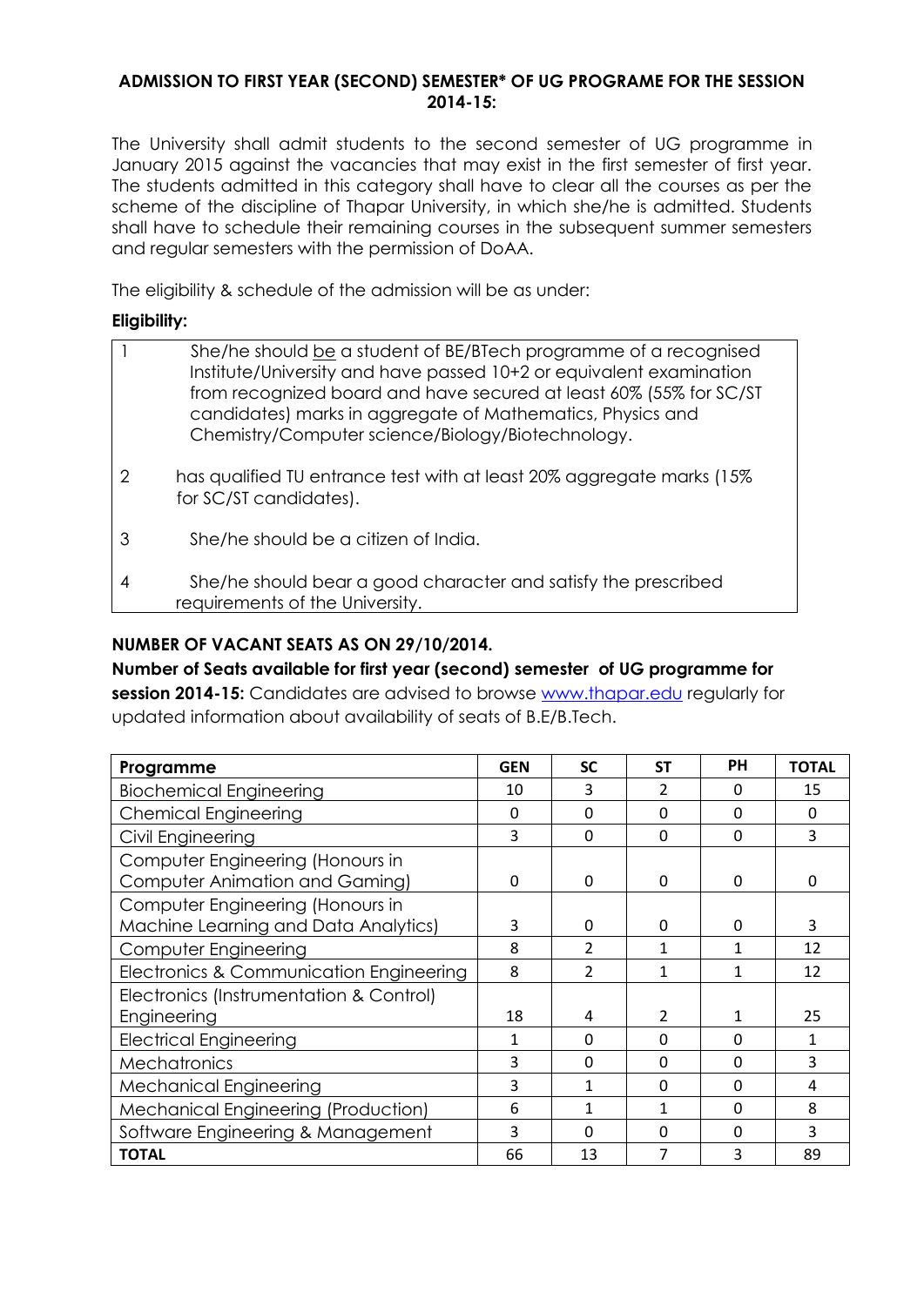## ADMISSION TO FIRST YEAR (SECOND) SEMESTER* OF UG PROGRAME FOR THE SESSION 2014-15:

The University shall admit students to the second semester of UG programme in January 2015 against the vacancies that may exist in the first semester of first year. The students admitted in this category shall have to clear all the courses as per the scheme of the discipline of Thapar University, in which she/he is admitted. Students shall have to schedule their remaining courses in the subsequent summer semesters and regular semesters with the permission of DoAA.

The eligibility & schedule of the admission will be as under:

**Eligibility:**

| | |
|---|---|
| 1 | She/he should be a student of BE/BTech programme of a recognised Institute/University and have passed 10+2 or equivalent examination from recognized board and have secured at least 60% (55% for SC/ST candidates) marks in aggregate of Mathematics, Physics and Chemistry/Computer science/Biology/Biotechnology. |
| 2 | has qualified TU entrance test with at least 20% aggregate marks (15% for SC/ST candidates). |
| 3 | She/he should be a citizen of India. |
| 4 | She/he should bear a good character and satisfy the prescribed requirements of the University. |

**NUMBER OF VACANT SEATS AS ON 29/10/2014.**

**Number of Seats available for first year (second) semester of UG programme for session 2014-15:** Candidates are advised to browse www.thapar.edu regularly for updated information about availability of seats of B.E/B.Tech.

| Programme | GEN | SC | ST | PH | TOTAL |
|---|---|---|---|---|---|
| Biochemical Engineering | 10 | 3 | 2 | 0 | 15 |
| Chemical Engineering | 0 | 0 | 0 | 0 | 0 |
| Civil Engineering | 3 | 0 | 0 | 0 | 3 |
| Computer Engineering (Honours in Computer Animation and Gaming) | 0 | 0 | 0 | 0 | 0 |
| Computer Engineering (Honours in Machine Learning and Data Analytics) | 3 | 0 | 0 | 0 | 3 |
| Computer Engineering | 8 | 2 | 1 | 1 | 12 |
| Electronics & Communication Engineering | 8 | 2 | 1 | 1 | 12 |
| Electronics (Instrumentation & Control) Engineering | 18 | 4 | 2 | 1 | 25 |
| Electrical Engineering | 1 | 0 | 0 | 0 | 1 |
| Mechatronics | 3 | 0 | 0 | 0 | 3 |
| Mechanical Engineering | 3 | 1 | 0 | 0 | 4 |
| Mechanical Engineering (Production) | 6 | 1 | 1 | 0 | 8 |
| Software Engineering & Management | 3 | 0 | 0 | 0 | 3 |
| **TOTAL** | 66 | 13 | 7 | 3 | 89 |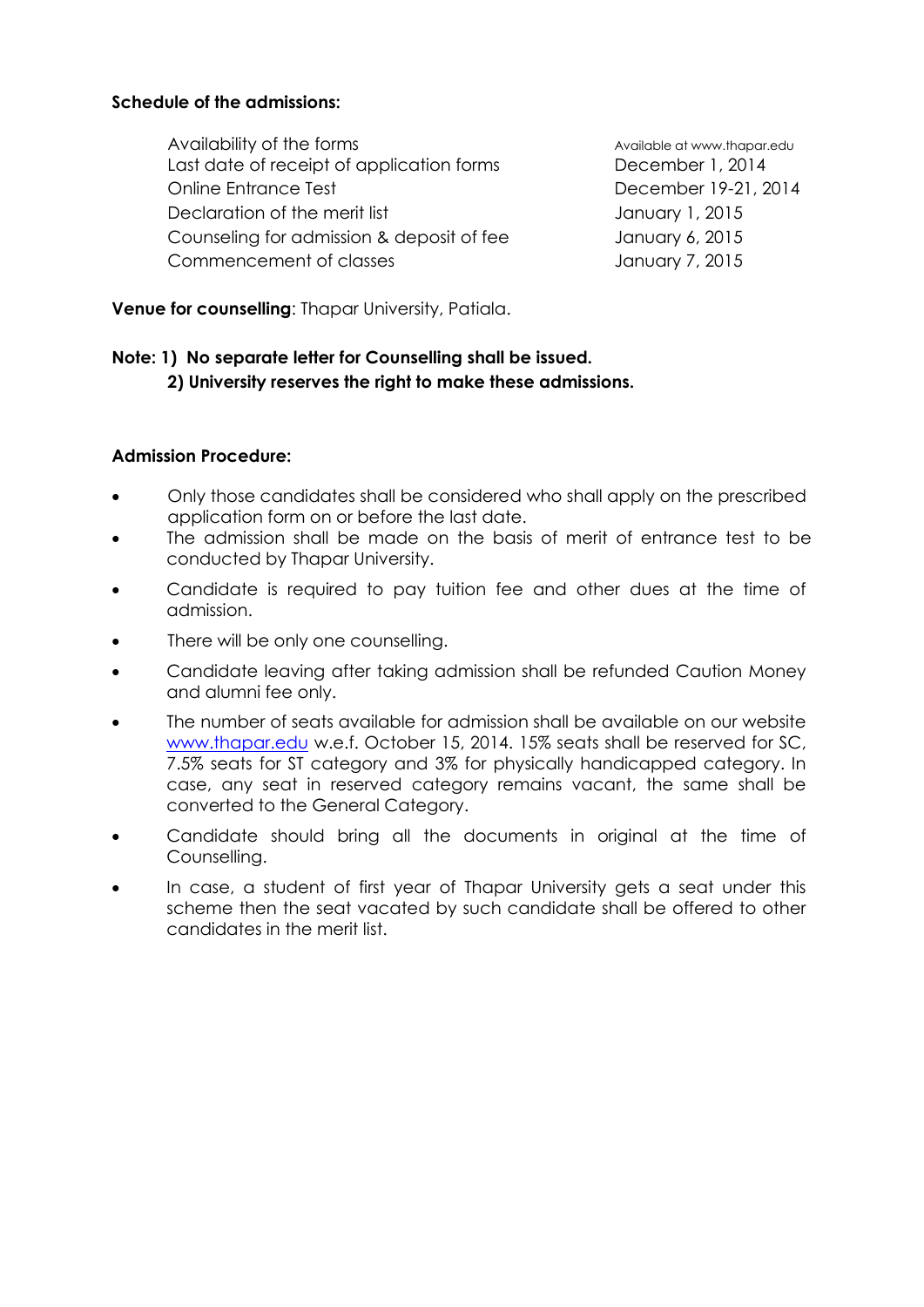**Schedule of the admissions:**

| | |
|---|---|
| Availability of the forms | Available at www.thapar.edu |
| Last date of receipt of application forms | December 1, 2014 |
| Online Entrance Test | December 19-21, 2014 |
| Declaration of the merit list | January 1, 2015 |
| Counseling for admission & deposit of fee | January 6, 2015 |
| Commencement of classes | January 7, 2015 |

**Venue for counselling**: Thapar University, Patiala.

**Note: 1) No separate letter for Counselling shall be issued.**
**2) University reserves the right to make these admissions.**

**Admission Procedure:**

- Only those candidates shall be considered who shall apply on the prescribed application form on or before the last date.
- The admission shall be made on the basis of merit of entrance test to be conducted by Thapar University.
- Candidate is required to pay tuition fee and other dues at the time of admission.
- There will be only one counselling.
- Candidate leaving after taking admission shall be refunded Caution Money and alumni fee only.
- The number of seats available for admission shall be available on our website www.thapar.edu w.e.f. October 15, 2014. 15% seats shall be reserved for SC, 7.5% seats for ST category and 3% for physically handicapped category. In case, any seat in reserved category remains vacant, the same shall be converted to the General Category.
- Candidate should bring all the documents in original at the time of Counselling.
- In case, a student of first year of Thapar University gets a seat under this scheme then the seat vacated by such candidate shall be offered to other candidates in the merit list.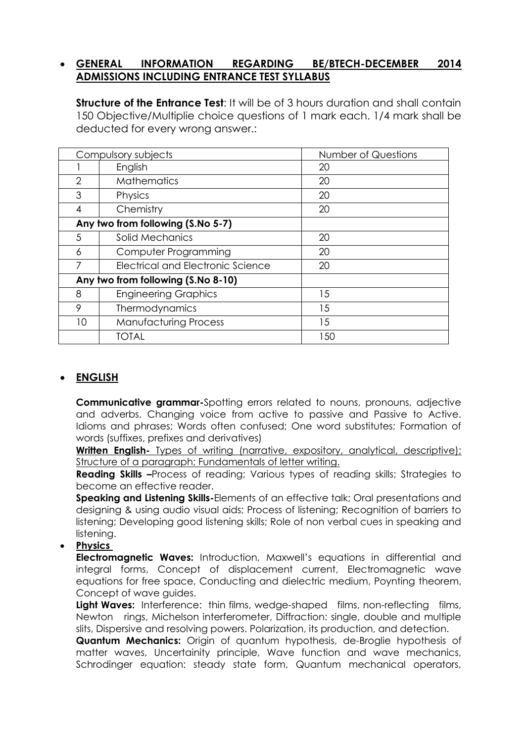- **GENERAL INFORMATION REGARDING BE/BTECH-DECEMBER 2014 ADMISSIONS INCLUDING ENTRANCE TEST SYLLABUS**

  **Structure of the Entrance Test**: It will be of 3 hours duration and shall contain 150 Objective/Multiplie choice questions of 1 mark each. 1/4 mark shall be deducted for every wrong answer.:

| Compulsory subjects | | Number of Questions |
|---|---|---|
| 1 | English | 20 |
| 2 | Mathematics | 20 |
| 3 | Physics | 20 |
| 4 | Chemistry | 20 |
| **Any two from following (S.No 5-7)** | | |
| 5 | Solid Mechanics | 20 |
| 6 | Computer Programming | 20 |
| 7 | Electrical and Electronic Science | 20 |
| **Any two from following (S.No 8-10)** | | |
| 8 | Engineering Graphics | 15 |
| 9 | Thermodynamics | 15 |
| 10 | Manufacturing Process | 15 |
| | TOTAL | 150 |

- **ENGLISH**

  **Communicative grammar-**Spotting errors related to nouns, pronouns, adjective and adverbs. Changing voice from active to passive and Passive to Active. Idioms and phrases; Words often confused; One word substitutes; Formation of words (suffixes, prefixes and derivatives)

  **Written English-** Types of writing (narrative, expository, analytical, descriptive); Structure of a paragraph; Fundamentals of letter writing.

  **Reading Skills –**Process of reading; Various types of reading skills; Strategies to become an effective reader.

  **Speaking and Listening Skills-**Elements of an effective talk; Oral presentations and designing & using audio visual aids; Process of listening; Recognition of barriers to listening; Developing good listening skills; Role of non verbal cues in speaking and listening.

- **Physics**

  **Electromagnetic Waves:** Introduction, Maxwell's equations in differential and integral forms, Concept of displacement current, Electromagnetic wave equations for free space, Conducting and dielectric medium, Poynting theorem, Concept of wave guides.

  **Light Waves:** Interference: thin films, wedge-shaped films, non-reflecting films, Newton rings, Michelson interferometer, Diffraction: single, double and multiple slits, Dispersive and resolving powers. Polarization, its production, and detection.

  **Quantum Mechanics:** Origin of quantum hypothesis, de-Broglie hypothesis of matter waves, Uncertainity principle, Wave function and wave mechanics, Schrodinger equation: steady state form, Quantum mechanical operators,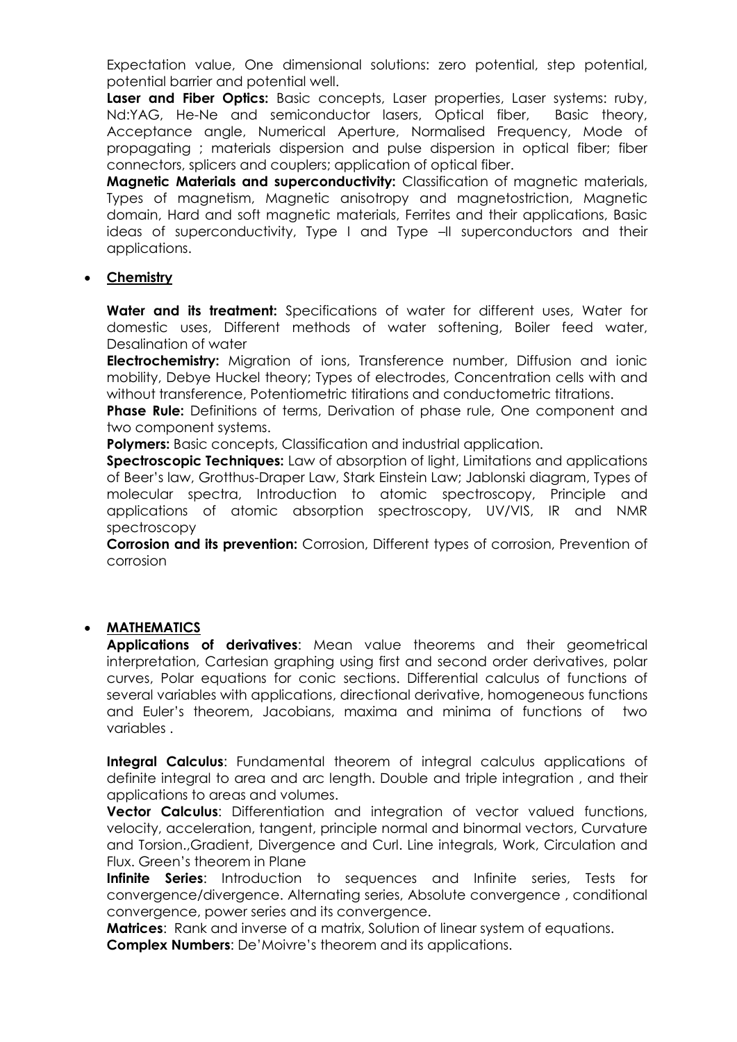Expectation value, One dimensional solutions: zero potential, step potential, potential barrier and potential well.

**Laser and Fiber Optics:** Basic concepts, Laser properties, Laser systems: ruby, Nd:YAG, He-Ne and semiconductor lasers, Optical fiber, Basic theory, Acceptance angle, Numerical Aperture, Normalised Frequency, Mode of propagating ; materials dispersion and pulse dispersion in optical fiber; fiber connectors, splicers and couplers; application of optical fiber.

**Magnetic Materials and superconductivity:** Classification of magnetic materials, Types of magnetism, Magnetic anisotropy and magnetostriction, Magnetic domain, Hard and soft magnetic materials, Ferrites and their applications, Basic ideas of superconductivity, Type I and Type –II superconductors and their applications.

- **Chemistry**

**Water and its treatment:** Specifications of water for different uses, Water for domestic uses, Different methods of water softening, Boiler feed water, Desalination of water

**Electrochemistry:** Migration of ions, Transference number, Diffusion and ionic mobility, Debye Huckel theory; Types of electrodes, Concentration cells with and without transference, Potentiometric titirations and conductometric titrations.

**Phase Rule:** Definitions of terms, Derivation of phase rule, One component and two component systems.

**Polymers:** Basic concepts, Classification and industrial application.

**Spectroscopic Techniques:** Law of absorption of light, Limitations and applications of Beer's law, Grotthus-Draper Law, Stark Einstein Law; Jablonski diagram, Types of molecular spectra, Introduction to atomic spectroscopy, Principle and applications of atomic absorption spectroscopy, UV/VIS, IR and NMR spectroscopy

**Corrosion and its prevention:** Corrosion, Different types of corrosion, Prevention of corrosion

- **MATHEMATICS**

**Applications of derivatives**: Mean value theorems and their geometrical interpretation, Cartesian graphing using first and second order derivatives, polar curves, Polar equations for conic sections. Differential calculus of functions of several variables with applications, directional derivative, homogeneous functions and Euler's theorem, Jacobians, maxima and minima of functions of two variables .

**Integral Calculus**: Fundamental theorem of integral calculus applications of definite integral to area and arc length. Double and triple integration , and their applications to areas and volumes.

**Vector Calculus**: Differentiation and integration of vector valued functions, velocity, acceleration, tangent, principle normal and binormal vectors, Curvature and Torsion.,Gradient, Divergence and Curl. Line integrals, Work, Circulation and Flux. Green's theorem in Plane

**Infinite Series**: Introduction to sequences and Infinite series, Tests for convergence/divergence. Alternating series, Absolute convergence , conditional convergence, power series and its convergence.

**Matrices**: Rank and inverse of a matrix, Solution of linear system of equations.

**Complex Numbers**: De'Moivre's theorem and its applications.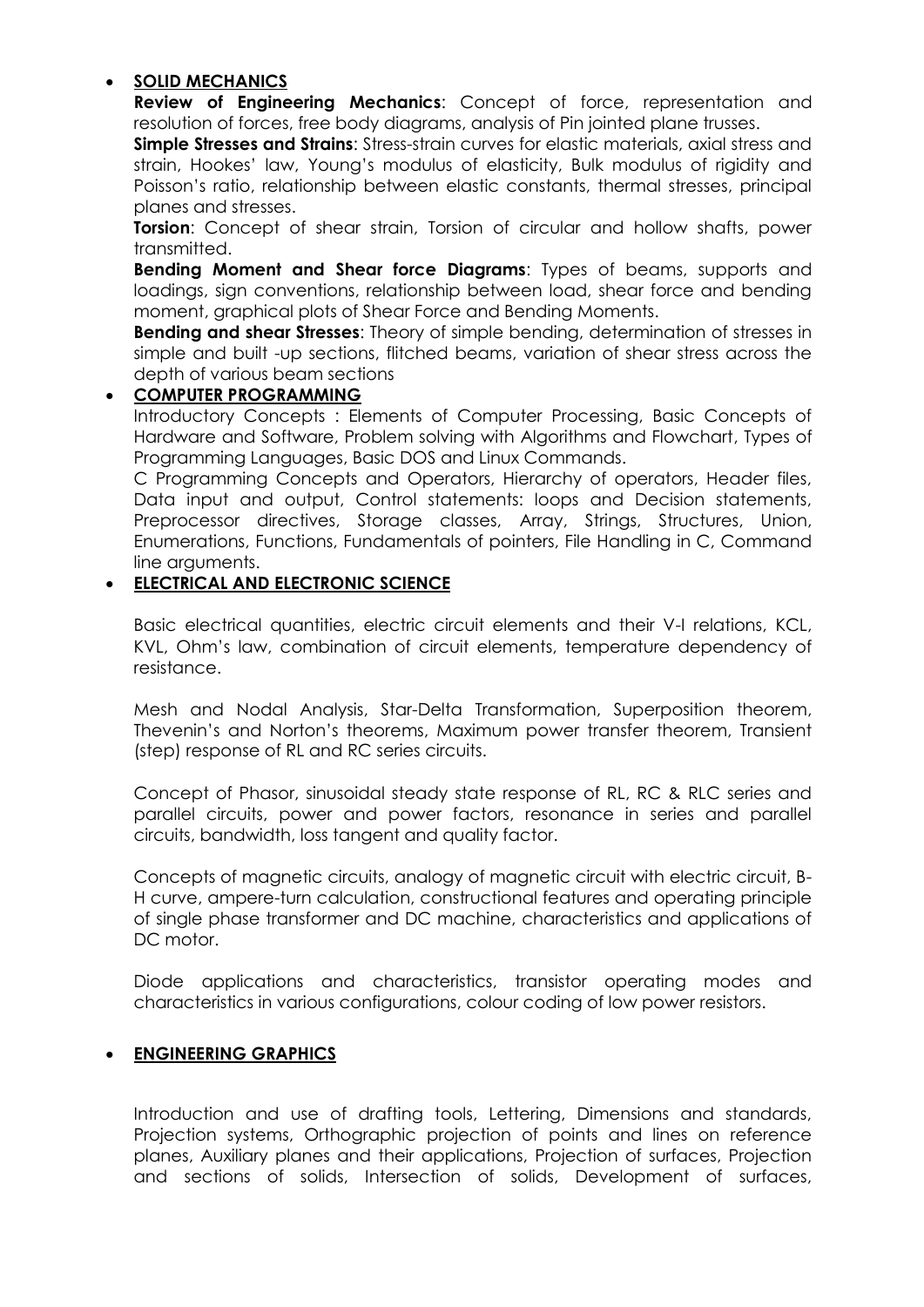- **SOLID MECHANICS**

  **Review of Engineering Mechanics**: Concept of force, representation and resolution of forces, free body diagrams, analysis of Pin jointed plane trusses.

  **Simple Stresses and Strains**: Stress-strain curves for elastic materials, axial stress and strain, Hookes' law, Young's modulus of elasticity, Bulk modulus of rigidity and Poisson's ratio, relationship between elastic constants, thermal stresses, principal planes and stresses.

  **Torsion**: Concept of shear strain, Torsion of circular and hollow shafts, power transmitted.

  **Bending Moment and Shear force Diagrams**: Types of beams, supports and loadings, sign conventions, relationship between load, shear force and bending moment, graphical plots of Shear Force and Bending Moments.

  **Bending and shear Stresses**: Theory of simple bending, determination of stresses in simple and built -up sections, flitched beams, variation of shear stress across the depth of various beam sections

- **COMPUTER PROGRAMMING**

  Introductory Concepts : Elements of Computer Processing, Basic Concepts of Hardware and Software, Problem solving with Algorithms and Flowchart, Types of Programming Languages, Basic DOS and Linux Commands.

  C Programming Concepts and Operators, Hierarchy of operators, Header files, Data input and output, Control statements: loops and Decision statements, Preprocessor directives, Storage classes, Array, Strings, Structures, Union, Enumerations, Functions, Fundamentals of pointers, File Handling in C, Command line arguments.

- **ELECTRICAL AND ELECTRONIC SCIENCE**

  Basic electrical quantities, electric circuit elements and their V-I relations, KCL, KVL, Ohm's law, combination of circuit elements, temperature dependency of resistance.

  Mesh and Nodal Analysis, Star-Delta Transformation, Superposition theorem, Thevenin's and Norton's theorems, Maximum power transfer theorem, Transient (step) response of RL and RC series circuits.

  Concept of Phasor, sinusoidal steady state response of RL, RC & RLC series and parallel circuits, power and power factors, resonance in series and parallel circuits, bandwidth, loss tangent and quality factor.

  Concepts of magnetic circuits, analogy of magnetic circuit with electric circuit, B-H curve, ampere-turn calculation, constructional features and operating principle of single phase transformer and DC machine, characteristics and applications of DC motor.

  Diode applications and characteristics, transistor operating modes and characteristics in various configurations, colour coding of low power resistors.

- **ENGINEERING GRAPHICS**

  Introduction and use of drafting tools, Lettering, Dimensions and standards, Projection systems, Orthographic projection of points and lines on reference planes, Auxiliary planes and their applications, Projection of surfaces, Projection and sections of solids, Intersection of solids, Development of surfaces,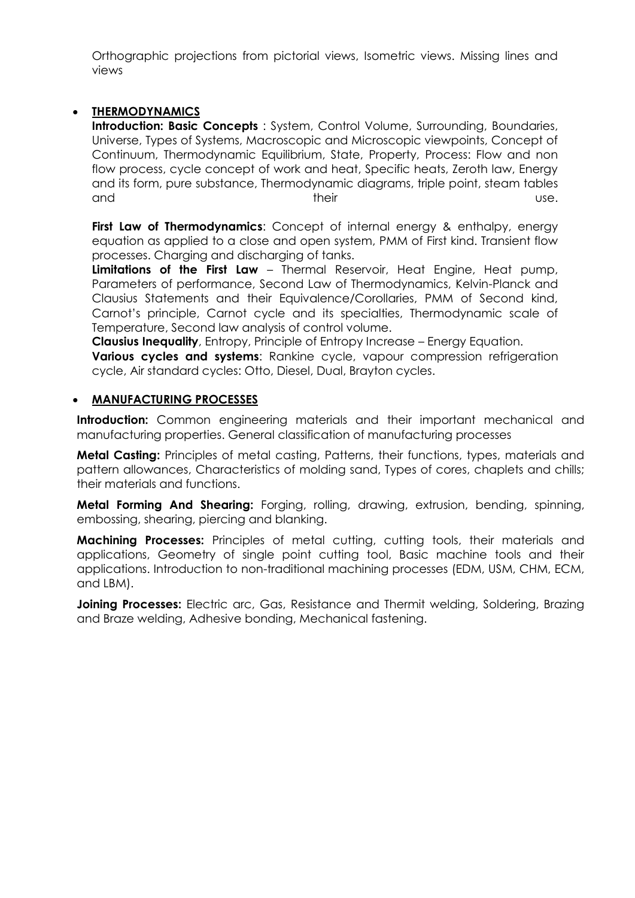Orthographic projections from pictorial views, Isometric views. Missing lines and views

- **THERMODYNAMICS**

  **Introduction: Basic Concepts** : System, Control Volume, Surrounding, Boundaries, Universe, Types of Systems, Macroscopic and Microscopic viewpoints, Concept of Continuum, Thermodynamic Equilibrium, State, Property, Process: Flow and non flow process, cycle concept of work and heat, Specific heats, Zeroth law, Energy and its form, pure substance, Thermodynamic diagrams, triple point, steam tables and their use.

  **First Law of Thermodynamics**: Concept of internal energy & enthalpy, energy equation as applied to a close and open system, PMM of First kind. Transient flow processes. Charging and discharging of tanks.

  **Limitations of the First Law** – Thermal Reservoir, Heat Engine, Heat pump, Parameters of performance, Second Law of Thermodynamics, Kelvin-Planck and Clausius Statements and their Equivalence/Corollaries, PMM of Second kind, Carnot's principle, Carnot cycle and its specialties, Thermodynamic scale of Temperature, Second law analysis of control volume.

  **Clausius Inequality**, Entropy, Principle of Entropy Increase – Energy Equation.

  **Various cycles and systems**: Rankine cycle, vapour compression refrigeration cycle, Air standard cycles: Otto, Diesel, Dual, Brayton cycles.

- **MANUFACTURING PROCESSES**

**Introduction:** Common engineering materials and their important mechanical and manufacturing properties. General classification of manufacturing processes

**Metal Casting:** Principles of metal casting, Patterns, their functions, types, materials and pattern allowances, Characteristics of molding sand, Types of cores, chaplets and chills; their materials and functions.

**Metal Forming And Shearing:** Forging, rolling, drawing, extrusion, bending, spinning, embossing, shearing, piercing and blanking.

**Machining Processes:** Principles of metal cutting, cutting tools, their materials and applications, Geometry of single point cutting tool, Basic machine tools and their applications. Introduction to non-traditional machining processes (EDM, USM, CHM, ECM, and LBM).

**Joining Processes:** Electric arc, Gas, Resistance and Thermit welding, Soldering, Brazing and Braze welding, Adhesive bonding, Mechanical fastening.